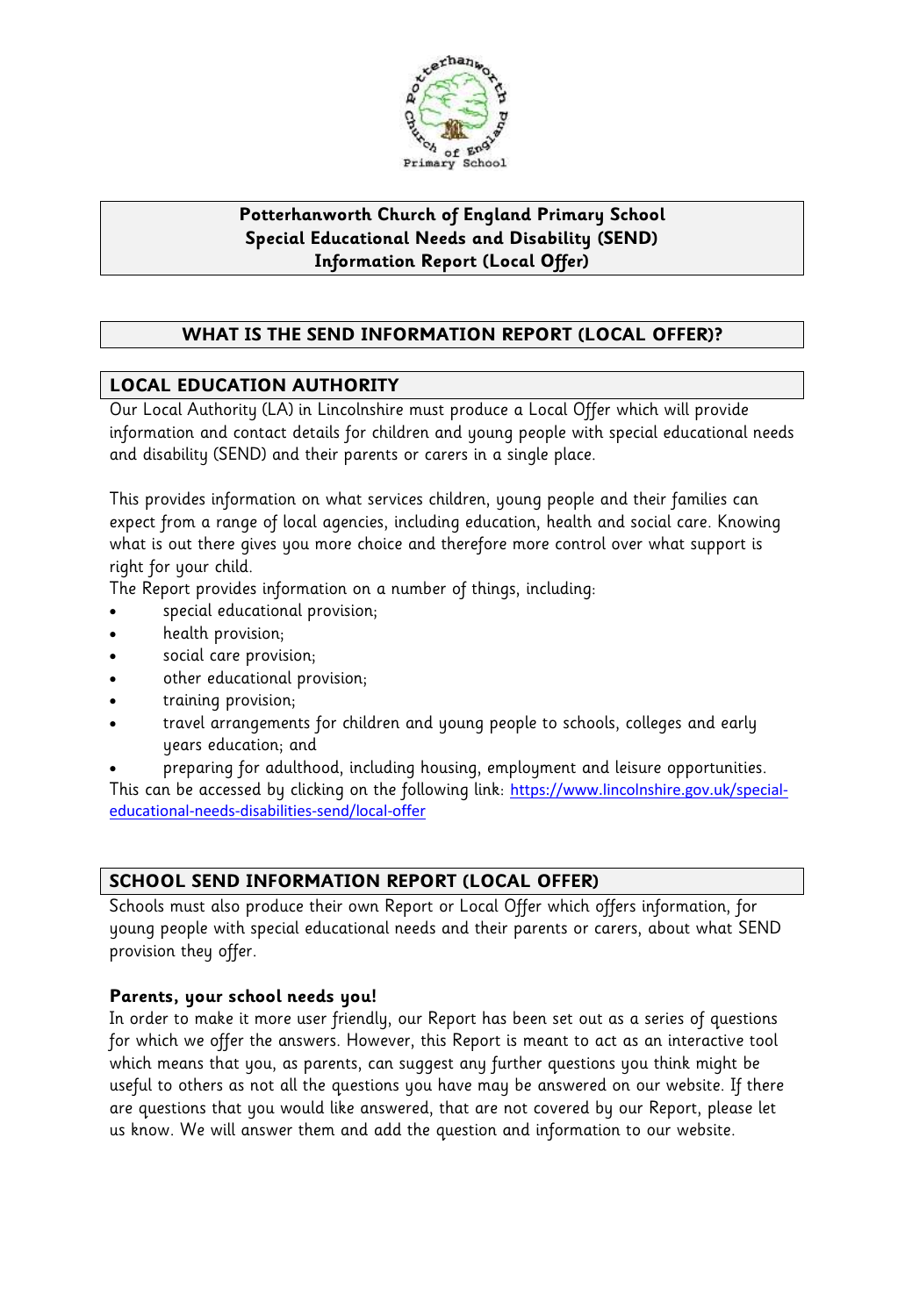# Potterhanworth Church of England Primary School
# Special Educational Needs and Disability (SEND)
# Information Report (Local Offer)

## WHAT IS THE SEND INFORMATION REPORT (LOCAL OFFER)?

## LOCAL EDUCATION AUTHORITY

Our Local Authority (LA) in Lincolnshire must produce a Local Offer which will provide information and contact details for children and young people with special educational needs and disability (SEND) and their parents or carers in a single place.

This provides information on what services children, young people and their families can expect from a range of local agencies, including education, health and social care. Knowing what is out there gives you more choice and therefore more control over what support is right for your child.

The Report provides information on a number of things, including:

- special educational provision;
- health provision;
- social care provision;
- other educational provision;
- training provision;
- travel arrangements for children and young people to schools, colleges and early years education; and
- preparing for adulthood, including housing, employment and leisure opportunities.

This can be accessed by clicking on the following link: https://www.lincolnshire.gov.uk/special-educational-needs-disabilities-send/local-offer

## SCHOOL SEND INFORMATION REPORT (LOCAL OFFER)

Schools must also produce their own Report or Local Offer which offers information, for young people with special educational needs and their parents or carers, about what SEND provision they offer.

**Parents, your school needs you!**

In order to make it more user friendly, our Report has been set out as a series of questions for which we offer the answers. However, this Report is meant to act as an interactive tool which means that you, as parents, can suggest any further questions you think might be useful to others as not all the questions you have may be answered on our website. If there are questions that you would like answered, that are not covered by our Report, please let us know. We will answer them and add the question and information to our website.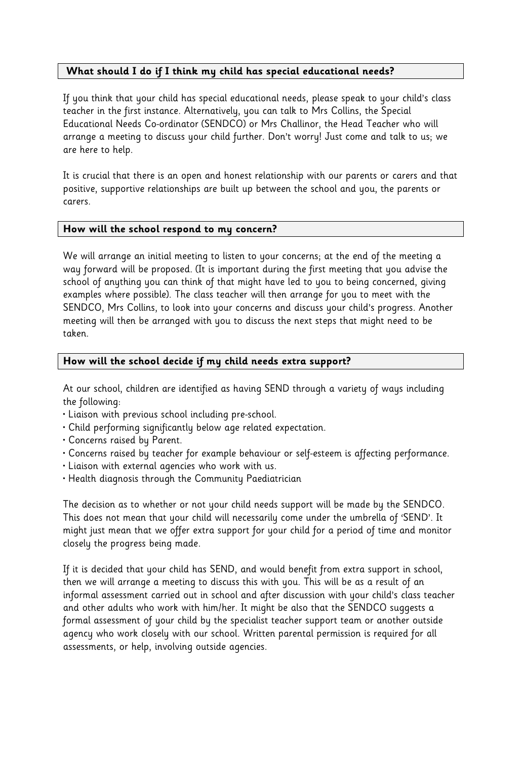## What should I do if I think my child has special educational needs?

If you think that your child has special educational needs, please speak to your child's class teacher in the first instance. Alternatively, you can talk to Mrs Collins, the Special Educational Needs Co-ordinator (SENDCO) or Mrs Challinor, the Head Teacher who will arrange a meeting to discuss your child further. Don't worry! Just come and talk to us; we are here to help.

It is crucial that there is an open and honest relationship with our parents or carers and that positive, supportive relationships are built up between the school and you, the parents or carers.

## How will the school respond to my concern?

We will arrange an initial meeting to listen to your concerns; at the end of the meeting a way forward will be proposed. (It is important during the first meeting that you advise the school of anything you can think of that might have led to you to being concerned, giving examples where possible). The class teacher will then arrange for you to meet with the SENDCO, Mrs Collins, to look into your concerns and discuss your child's progress. Another meeting will then be arranged with you to discuss the next steps that might need to be taken.

## How will the school decide if my child needs extra support?

At our school, children are identified as having SEND through a variety of ways including the following:

- Liaison with previous school including pre-school.
- Child performing significantly below age related expectation.
- Concerns raised by Parent.
- Concerns raised by teacher for example behaviour or self-esteem is affecting performance.
- Liaison with external agencies who work with us.
- Health diagnosis through the Community Paediatrician

The decision as to whether or not your child needs support will be made by the SENDCO. This does not mean that your child will necessarily come under the umbrella of 'SEND'. It might just mean that we offer extra support for your child for a period of time and monitor closely the progress being made.

If it is decided that your child has SEND, and would benefit from extra support in school, then we will arrange a meeting to discuss this with you. This will be as a result of an informal assessment carried out in school and after discussion with your child's class teacher and other adults who work with him/her. It might be also that the SENDCO suggests a formal assessment of your child by the specialist teacher support team or another outside agency who work closely with our school. Written parental permission is required for all assessments, or help, involving outside agencies.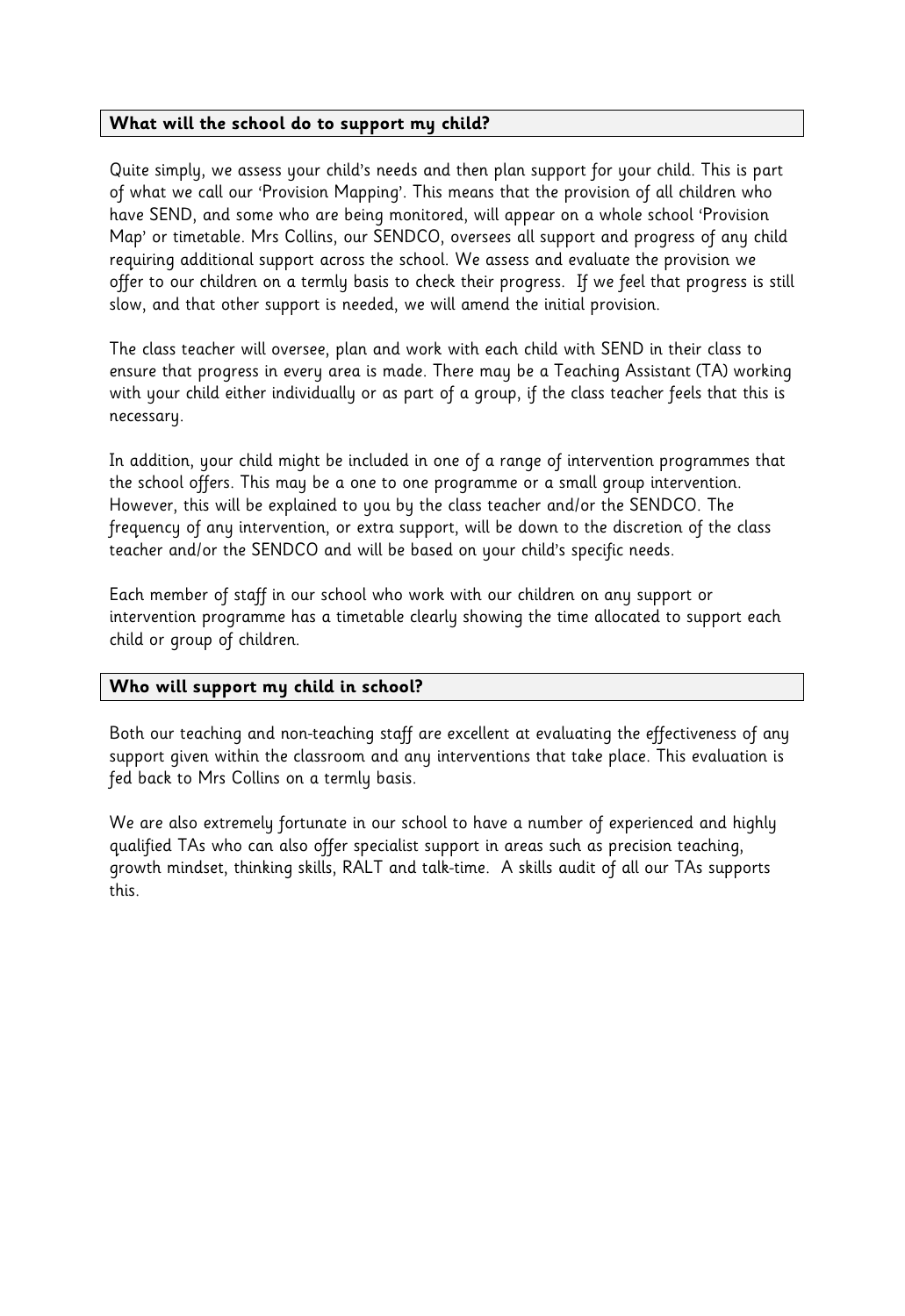## What will the school do to support my child?

Quite simply, we assess your child's needs and then plan support for your child. This is part of what we call our 'Provision Mapping'. This means that the provision of all children who have SEND, and some who are being monitored, will appear on a whole school 'Provision Map' or timetable. Mrs Collins, our SENDCO, oversees all support and progress of any child requiring additional support across the school. We assess and evaluate the provision we offer to our children on a termly basis to check their progress. If we feel that progress is still slow, and that other support is needed, we will amend the initial provision.

The class teacher will oversee, plan and work with each child with SEND in their class to ensure that progress in every area is made. There may be a Teaching Assistant (TA) working with your child either individually or as part of a group, if the class teacher feels that this is necessary.

In addition, your child might be included in one of a range of intervention programmes that the school offers. This may be a one to one programme or a small group intervention. However, this will be explained to you by the class teacher and/or the SENDCO. The frequency of any intervention, or extra support, will be down to the discretion of the class teacher and/or the SENDCO and will be based on your child's specific needs.

Each member of staff in our school who work with our children on any support or intervention programme has a timetable clearly showing the time allocated to support each child or group of children.

## Who will support my child in school?

Both our teaching and non-teaching staff are excellent at evaluating the effectiveness of any support given within the classroom and any interventions that take place. This evaluation is fed back to Mrs Collins on a termly basis.

We are also extremely fortunate in our school to have a number of experienced and highly qualified TAs who can also offer specialist support in areas such as precision teaching, growth mindset, thinking skills, RALT and talk-time. A skills audit of all our TAs supports this.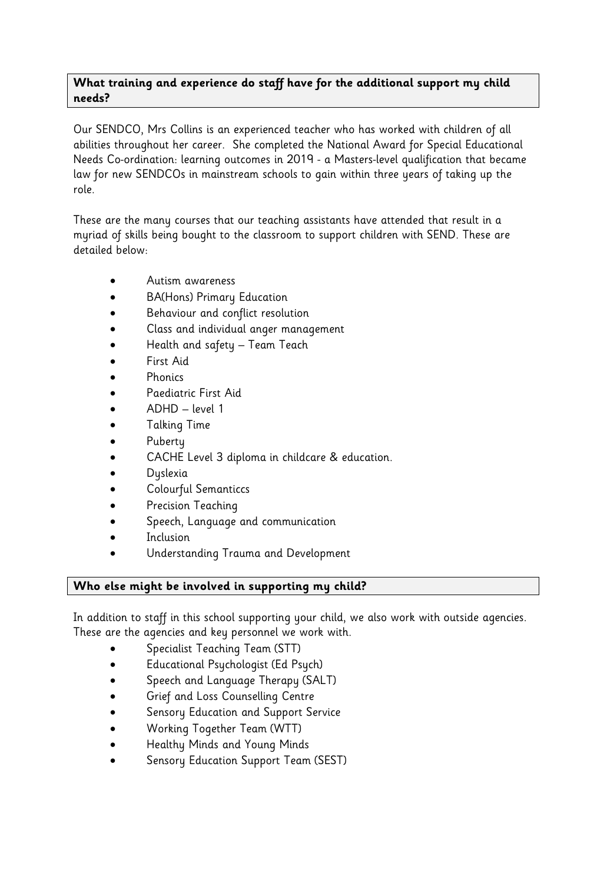**What training and experience do staff have for the additional support my child needs?**

Our SENDCO, Mrs Collins is an experienced teacher who has worked with children of all abilities throughout her career. She completed the National Award for Special Educational Needs Co-ordination: learning outcomes in 2019 - a Masters-level qualification that became law for new SENDCOs in mainstream schools to gain within three years of taking up the role.

These are the many courses that our teaching assistants have attended that result in a myriad of skills being bought to the classroom to support children with SEND. These are detailed below:

- Autism awareness
- BA(Hons) Primary Education
- Behaviour and conflict resolution
- Class and individual anger management
- Health and safety – Team Teach
- First Aid
- Phonics
- Paediatric First Aid
- ADHD – level 1
- Talking Time
- Puberty
- CACHE Level 3 diploma in childcare & education.
- Dyslexia
- Colourful Semanticcs
- Precision Teaching
- Speech, Language and communication
- Inclusion
- Understanding Trauma and Development

**Who else might be involved in supporting my child?**

In addition to staff in this school supporting your child, we also work with outside agencies. These are the agencies and key personnel we work with.

- Specialist Teaching Team (STT)
- Educational Psychologist (Ed Psych)
- Speech and Language Therapy (SALT)
- Grief and Loss Counselling Centre
- Sensory Education and Support Service
- Working Together Team (WTT)
- Healthy Minds and Young Minds
- Sensory Education Support Team (SEST)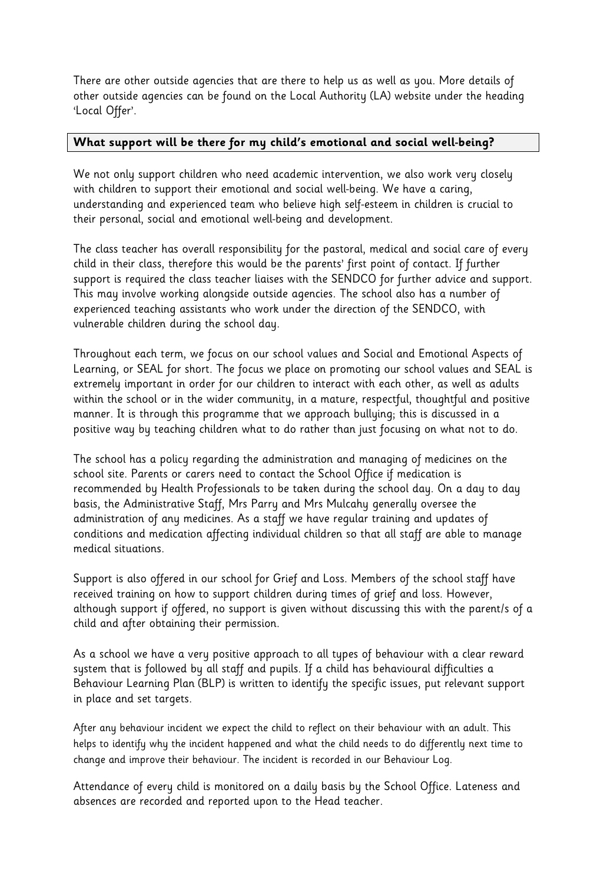There are other outside agencies that are there to help us as well as you. More details of other outside agencies can be found on the Local Authority (LA) website under the heading 'Local Offer'.

## What support will be there for my child's emotional and social well-being?

We not only support children who need academic intervention, we also work very closely with children to support their emotional and social well-being. We have a caring, understanding and experienced team who believe high self-esteem in children is crucial to their personal, social and emotional well-being and development.

The class teacher has overall responsibility for the pastoral, medical and social care of every child in their class, therefore this would be the parents' first point of contact. If further support is required the class teacher liaises with the SENDCO for further advice and support. This may involve working alongside outside agencies. The school also has a number of experienced teaching assistants who work under the direction of the SENDCO, with vulnerable children during the school day.

Throughout each term, we focus on our school values and Social and Emotional Aspects of Learning, or SEAL for short. The focus we place on promoting our school values and SEAL is extremely important in order for our children to interact with each other, as well as adults within the school or in the wider community, in a mature, respectful, thoughtful and positive manner. It is through this programme that we approach bullying; this is discussed in a positive way by teaching children what to do rather than just focusing on what not to do.

The school has a policy regarding the administration and managing of medicines on the school site. Parents or carers need to contact the School Office if medication is recommended by Health Professionals to be taken during the school day. On a day to day basis, the Administrative Staff, Mrs Parry and Mrs Mulcahy generally oversee the administration of any medicines. As a staff we have regular training and updates of conditions and medication affecting individual children so that all staff are able to manage medical situations.

Support is also offered in our school for Grief and Loss. Members of the school staff have received training on how to support children during times of grief and loss. However, although support if offered, no support is given without discussing this with the parent/s of a child and after obtaining their permission.

As a school we have a very positive approach to all types of behaviour with a clear reward system that is followed by all staff and pupils. If a child has behavioural difficulties a Behaviour Learning Plan (BLP) is written to identify the specific issues, put relevant support in place and set targets.

After any behaviour incident we expect the child to reflect on their behaviour with an adult. This helps to identify why the incident happened and what the child needs to do differently next time to change and improve their behaviour. The incident is recorded in our Behaviour Log.

Attendance of every child is monitored on a daily basis by the School Office. Lateness and absences are recorded and reported upon to the Head teacher.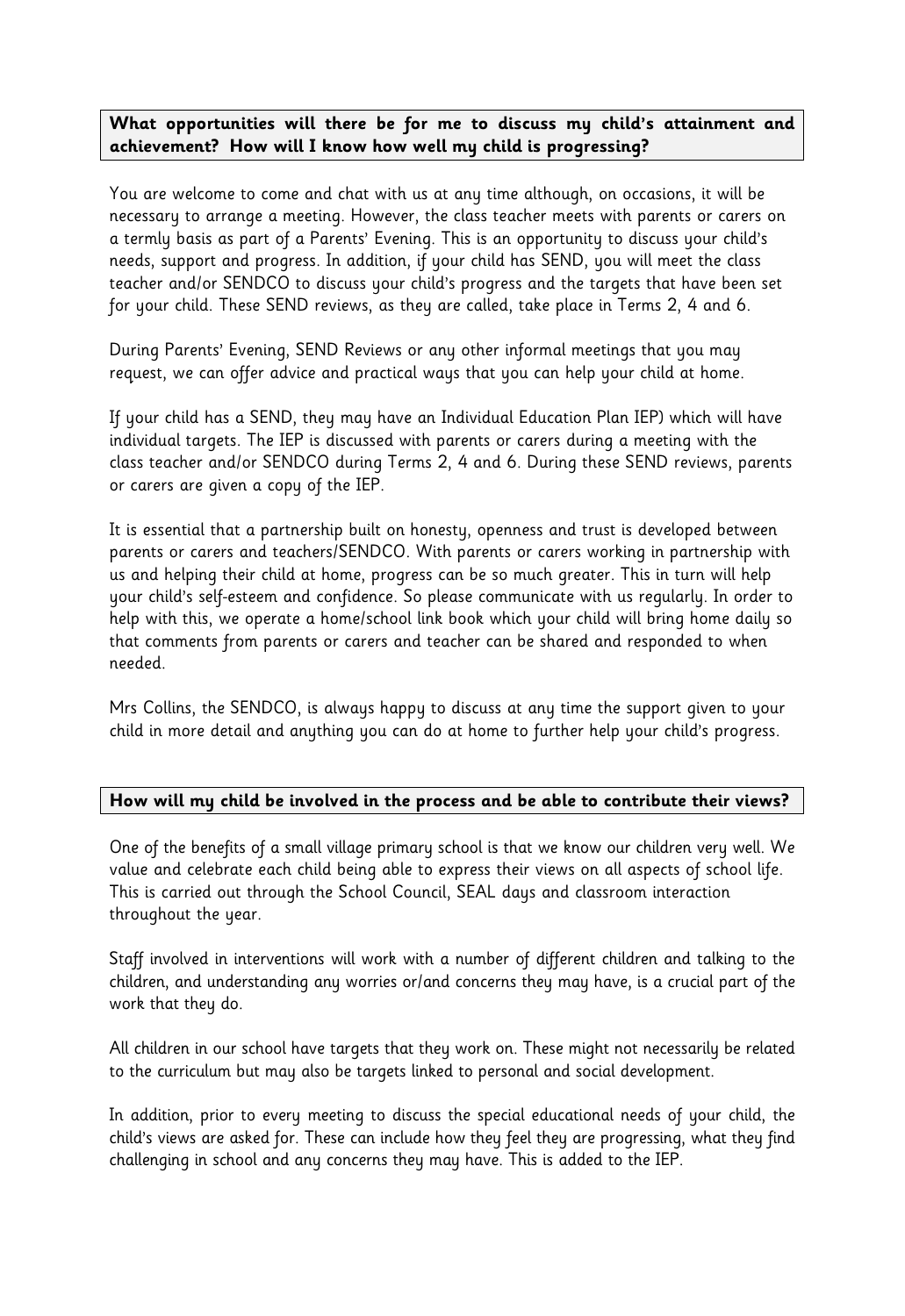**What opportunities will there be for me to discuss my child's attainment and achievement? How will I know how well my child is progressing?**

You are welcome to come and chat with us at any time although, on occasions, it will be necessary to arrange a meeting. However, the class teacher meets with parents or carers on a termly basis as part of a Parents' Evening. This is an opportunity to discuss your child's needs, support and progress. In addition, if your child has SEND, you will meet the class teacher and/or SENDCO to discuss your child's progress and the targets that have been set for your child. These SEND reviews, as they are called, take place in Terms 2, 4 and 6.

During Parents' Evening, SEND Reviews or any other informal meetings that you may request, we can offer advice and practical ways that you can help your child at home.

If your child has a SEND, they may have an Individual Education Plan IEP) which will have individual targets. The IEP is discussed with parents or carers during a meeting with the class teacher and/or SENDCO during Terms 2, 4 and 6. During these SEND reviews, parents or carers are given a copy of the IEP.

It is essential that a partnership built on honesty, openness and trust is developed between parents or carers and teachers/SENDCO. With parents or carers working in partnership with us and helping their child at home, progress can be so much greater. This in turn will help your child's self-esteem and confidence. So please communicate with us regularly. In order to help with this, we operate a home/school link book which your child will bring home daily so that comments from parents or carers and teacher can be shared and responded to when needed.

Mrs Collins, the SENDCO, is always happy to discuss at any time the support given to your child in more detail and anything you can do at home to further help your child's progress.

**How will my child be involved in the process and be able to contribute their views?**

One of the benefits of a small village primary school is that we know our children very well. We value and celebrate each child being able to express their views on all aspects of school life. This is carried out through the School Council, SEAL days and classroom interaction throughout the year.

Staff involved in interventions will work with a number of different children and talking to the children, and understanding any worries or/and concerns they may have, is a crucial part of the work that they do.

All children in our school have targets that they work on. These might not necessarily be related to the curriculum but may also be targets linked to personal and social development.

In addition, prior to every meeting to discuss the special educational needs of your child, the child's views are asked for. These can include how they feel they are progressing, what they find challenging in school and any concerns they may have. This is added to the IEP.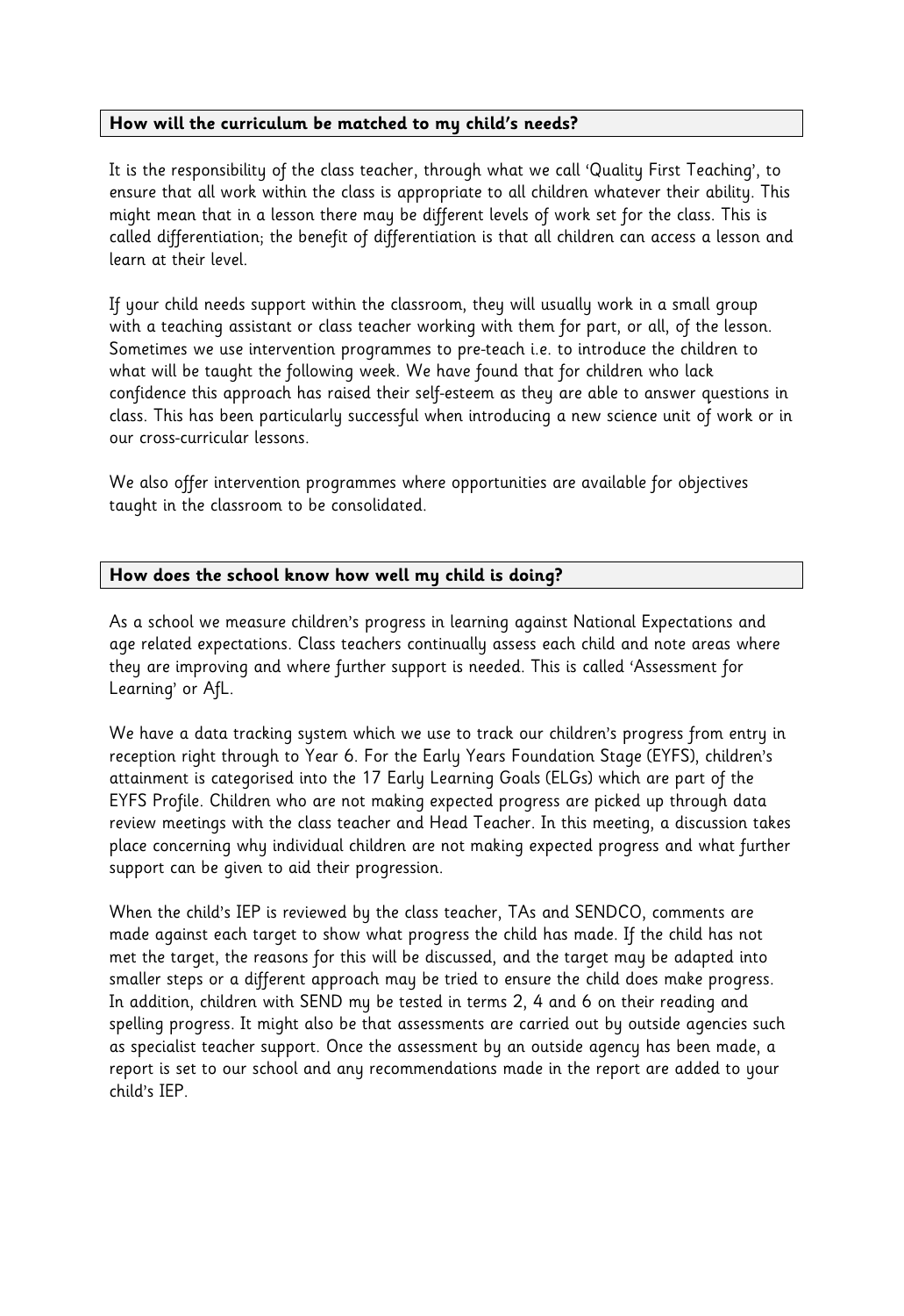## How will the curriculum be matched to my child's needs?

It is the responsibility of the class teacher, through what we call 'Quality First Teaching', to ensure that all work within the class is appropriate to all children whatever their ability. This might mean that in a lesson there may be different levels of work set for the class. This is called differentiation; the benefit of differentiation is that all children can access a lesson and learn at their level.

If your child needs support within the classroom, they will usually work in a small group with a teaching assistant or class teacher working with them for part, or all, of the lesson. Sometimes we use intervention programmes to pre-teach i.e. to introduce the children to what will be taught the following week. We have found that for children who lack confidence this approach has raised their self-esteem as they are able to answer questions in class. This has been particularly successful when introducing a new science unit of work or in our cross-curricular lessons.

We also offer intervention programmes where opportunities are available for objectives taught in the classroom to be consolidated.

## How does the school know how well my child is doing?

As a school we measure children's progress in learning against National Expectations and age related expectations. Class teachers continually assess each child and note areas where they are improving and where further support is needed. This is called 'Assessment for Learning' or AfL.

We have a data tracking system which we use to track our children's progress from entry in reception right through to Year 6. For the Early Years Foundation Stage (EYFS), children's attainment is categorised into the 17 Early Learning Goals (ELGs) which are part of the EYFS Profile. Children who are not making expected progress are picked up through data review meetings with the class teacher and Head Teacher. In this meeting, a discussion takes place concerning why individual children are not making expected progress and what further support can be given to aid their progression.

When the child's IEP is reviewed by the class teacher, TAs and SENDCO, comments are made against each target to show what progress the child has made. If the child has not met the target, the reasons for this will be discussed, and the target may be adapted into smaller steps or a different approach may be tried to ensure the child does make progress. In addition, children with SEND my be tested in terms 2, 4 and 6 on their reading and spelling progress. It might also be that assessments are carried out by outside agencies such as specialist teacher support. Once the assessment by an outside agency has been made, a report is set to our school and any recommendations made in the report are added to your child's IEP.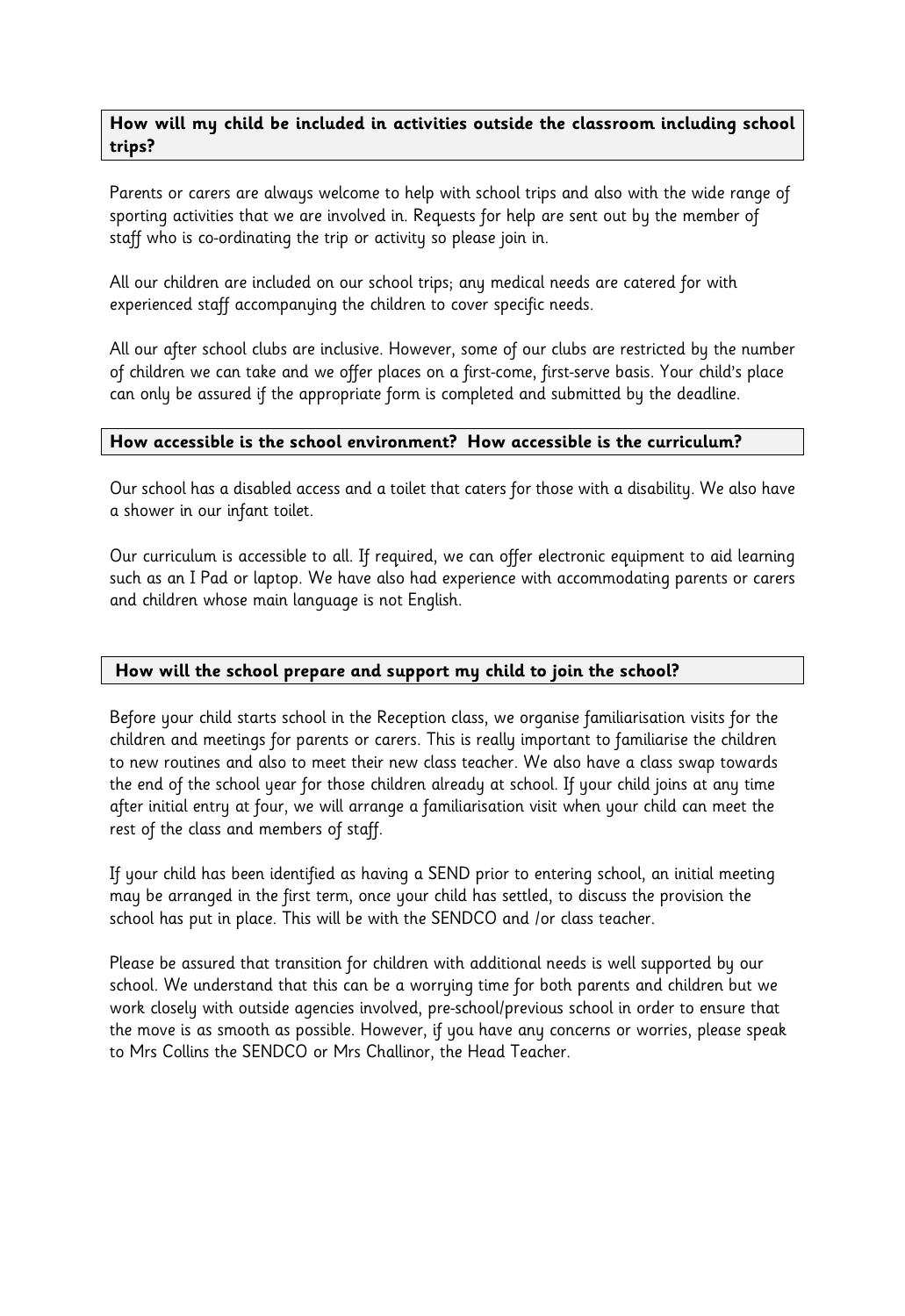## How will my child be included in activities outside the classroom including school trips?

Parents or carers are always welcome to help with school trips and also with the wide range of sporting activities that we are involved in. Requests for help are sent out by the member of staff who is co-ordinating the trip or activity so please join in.

All our children are included on our school trips; any medical needs are catered for with experienced staff accompanying the children to cover specific needs.

All our after school clubs are inclusive. However, some of our clubs are restricted by the number of children we can take and we offer places on a first-come, first-serve basis. Your child's place can only be assured if the appropriate form is completed and submitted by the deadline.

## How accessible is the school environment? How accessible is the curriculum?

Our school has a disabled access and a toilet that caters for those with a disability. We also have a shower in our infant toilet.

Our curriculum is accessible to all. If required, we can offer electronic equipment to aid learning such as an I Pad or laptop. We have also had experience with accommodating parents or carers and children whose main language is not English.

## How will the school prepare and support my child to join the school?

Before your child starts school in the Reception class, we organise familiarisation visits for the children and meetings for parents or carers. This is really important to familiarise the children to new routines and also to meet their new class teacher. We also have a class swap towards the end of the school year for those children already at school. If your child joins at any time after initial entry at four, we will arrange a familiarisation visit when your child can meet the rest of the class and members of staff.

If your child has been identified as having a SEND prior to entering school, an initial meeting may be arranged in the first term, once your child has settled, to discuss the provision the school has put in place. This will be with the SENDCO and /or class teacher.

Please be assured that transition for children with additional needs is well supported by our school. We understand that this can be a worrying time for both parents and children but we work closely with outside agencies involved, pre-school/previous school in order to ensure that the move is as smooth as possible. However, if you have any concerns or worries, please speak to Mrs Collins the SENDCO or Mrs Challinor, the Head Teacher.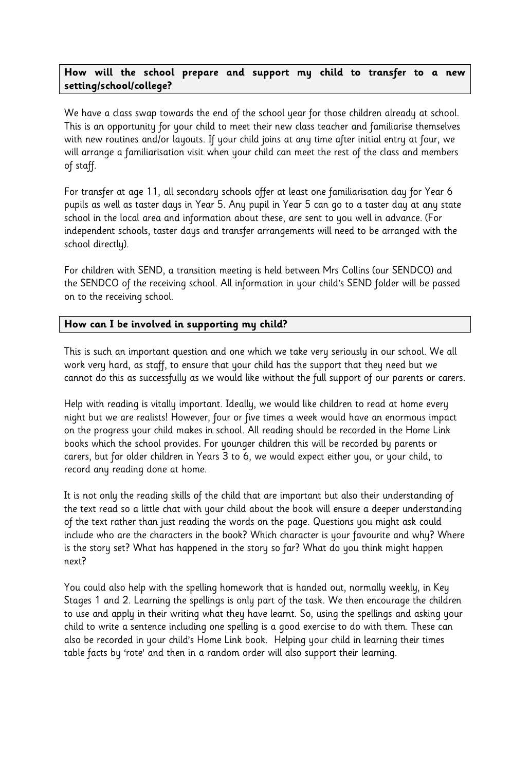## How will the school prepare and support my child to transfer to a new setting/school/college?

We have a class swap towards the end of the school year for those children already at school. This is an opportunity for your child to meet their new class teacher and familiarise themselves with new routines and/or layouts. If your child joins at any time after initial entry at four, we will arrange a familiarisation visit when your child can meet the rest of the class and members of staff.

For transfer at age 11, all secondary schools offer at least one familiarisation day for Year 6 pupils as well as taster days in Year 5. Any pupil in Year 5 can go to a taster day at any state school in the local area and information about these, are sent to you well in advance. (For independent schools, taster days and transfer arrangements will need to be arranged with the school directly).

For children with SEND, a transition meeting is held between Mrs Collins (our SENDCO) and the SENDCO of the receiving school. All information in your child's SEND folder will be passed on to the receiving school.

## How can I be involved in supporting my child?

This is such an important question and one which we take very seriously in our school. We all work very hard, as staff, to ensure that your child has the support that they need but we cannot do this as successfully as we would like without the full support of our parents or carers.

Help with reading is vitally important. Ideally, we would like children to read at home every night but we are realists! However, four or five times a week would have an enormous impact on the progress your child makes in school. All reading should be recorded in the Home Link books which the school provides. For younger children this will be recorded by parents or carers, but for older children in Years 3 to 6, we would expect either you, or your child, to record any reading done at home.

It is not only the reading skills of the child that are important but also their understanding of the text read so a little chat with your child about the book will ensure a deeper understanding of the text rather than just reading the words on the page. Questions you might ask could include who are the characters in the book? Which character is your favourite and why? Where is the story set? What has happened in the story so far? What do you think might happen next?

You could also help with the spelling homework that is handed out, normally weekly, in Key Stages 1 and 2. Learning the spellings is only part of the task. We then encourage the children to use and apply in their writing what they have learnt. So, using the spellings and asking your child to write a sentence including one spelling is a good exercise to do with them. These can also be recorded in your child's Home Link book. Helping your child in learning their times table facts by 'rote' and then in a random order will also support their learning.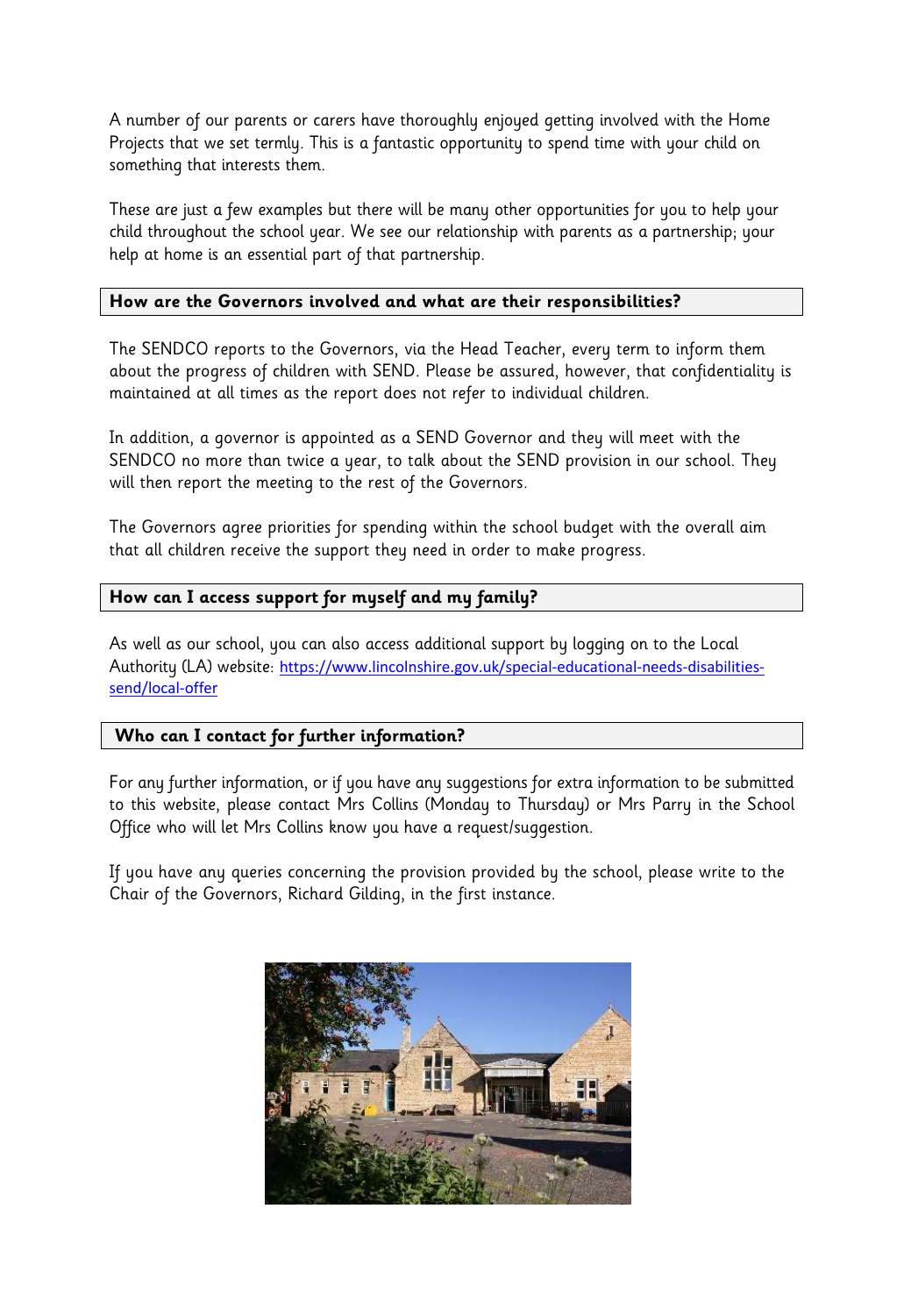A number of our parents or carers have thoroughly enjoyed getting involved with the Home Projects that we set termly. This is a fantastic opportunity to spend time with your child on something that interests them.

These are just a few examples but there will be many other opportunities for you to help your child throughout the school year. We see our relationship with parents as a partnership; your help at home is an essential part of that partnership.

## How are the Governors involved and what are their responsibilities?

The SENDCO reports to the Governors, via the Head Teacher, every term to inform them about the progress of children with SEND. Please be assured, however, that confidentiality is maintained at all times as the report does not refer to individual children.

In addition, a governor is appointed as a SEND Governor and they will meet with the SENDCO no more than twice a year, to talk about the SEND provision in our school. They will then report the meeting to the rest of the Governors.

The Governors agree priorities for spending within the school budget with the overall aim that all children receive the support they need in order to make progress.

## How can I access support for myself and my family?

As well as our school, you can also access additional support by logging on to the Local Authority (LA) website: https://www.lincolnshire.gov.uk/special-educational-needs-disabilities-send/local-offer

## Who can I contact for further information?

For any further information, or if you have any suggestions for extra information to be submitted to this website, please contact Mrs Collins (Monday to Thursday) or Mrs Parry in the School Office who will let Mrs Collins know you have a request/suggestion.

If you have any queries concerning the provision provided by the school, please write to the Chair of the Governors, Richard Gilding, in the first instance.